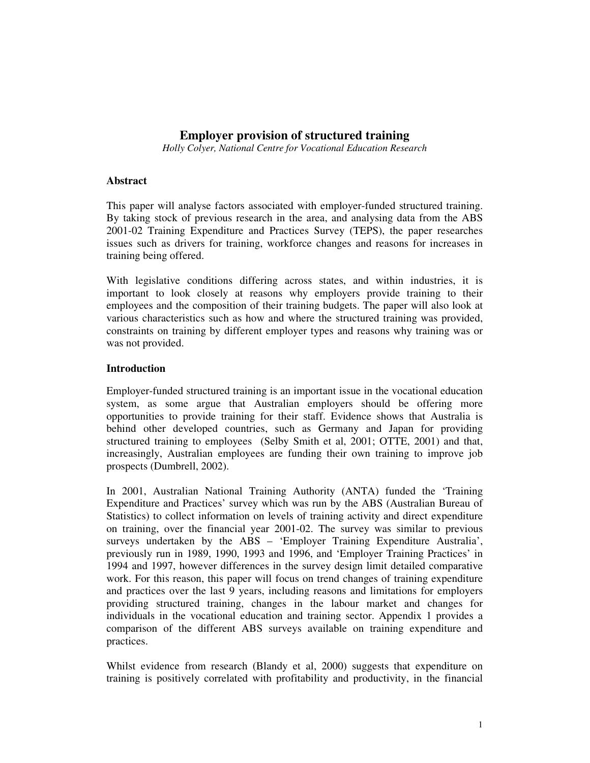# Employer provision of structured training

*Holly Colyer, National Centre for Vocational Education Research*

## Abstract

This paper will analyse factors associated with employer-funded structured training. By taking stock of previous research in the area, and analysing data from the ABS 2001-02 Training Expenditure and Practices Survey (TEPS), the paper researches issues such as drivers for training, workforce changes and reasons for increases in training being offered.

With legislative conditions differing across states, and within industries, it is important to look closely at reasons why employers provide training to their employees and the composition of their training budgets. The paper will also look at various characteristics such as how and where the structured training was provided, constraints on training by different employer types and reasons why training was or was not provided.

## Introduction

Employer-funded structured training is an important issue in the vocational education system, as some argue that Australian employers should be offering more opportunities to provide training for their staff. Evidence shows that Australia is behind other developed countries, such as Germany and Japan for providing structured training to employees (Selby Smith et al, 2001; OTTE, 2001) and that, increasingly, Australian employees are funding their own training to improve job prospects (Dumbrell, 2002).

In 2001, Australian National Training Authority (ANTA) funded the 'Training Expenditure and Practices' survey which was run by the ABS (Australian Bureau of Statistics) to collect information on levels of training activity and direct expenditure on training, over the financial year 2001-02. The survey was similar to previous surveys undertaken by the ABS – 'Employer Training Expenditure Australia', previously run in 1989, 1990, 1993 and 1996, and 'Employer Training Practices' in 1994 and 1997, however differences in the survey design limit detailed comparative work. For this reason, this paper will focus on trend changes of training expenditure and practices over the last 9 years, including reasons and limitations for employers providing structured training, changes in the labour market and changes for individuals in the vocational education and training sector. Appendix 1 provides a comparison of the different ABS surveys available on training expenditure and practices.

Whilst evidence from research (Blandy et al, 2000) suggests that expenditure on training is positively correlated with profitability and productivity, in the financial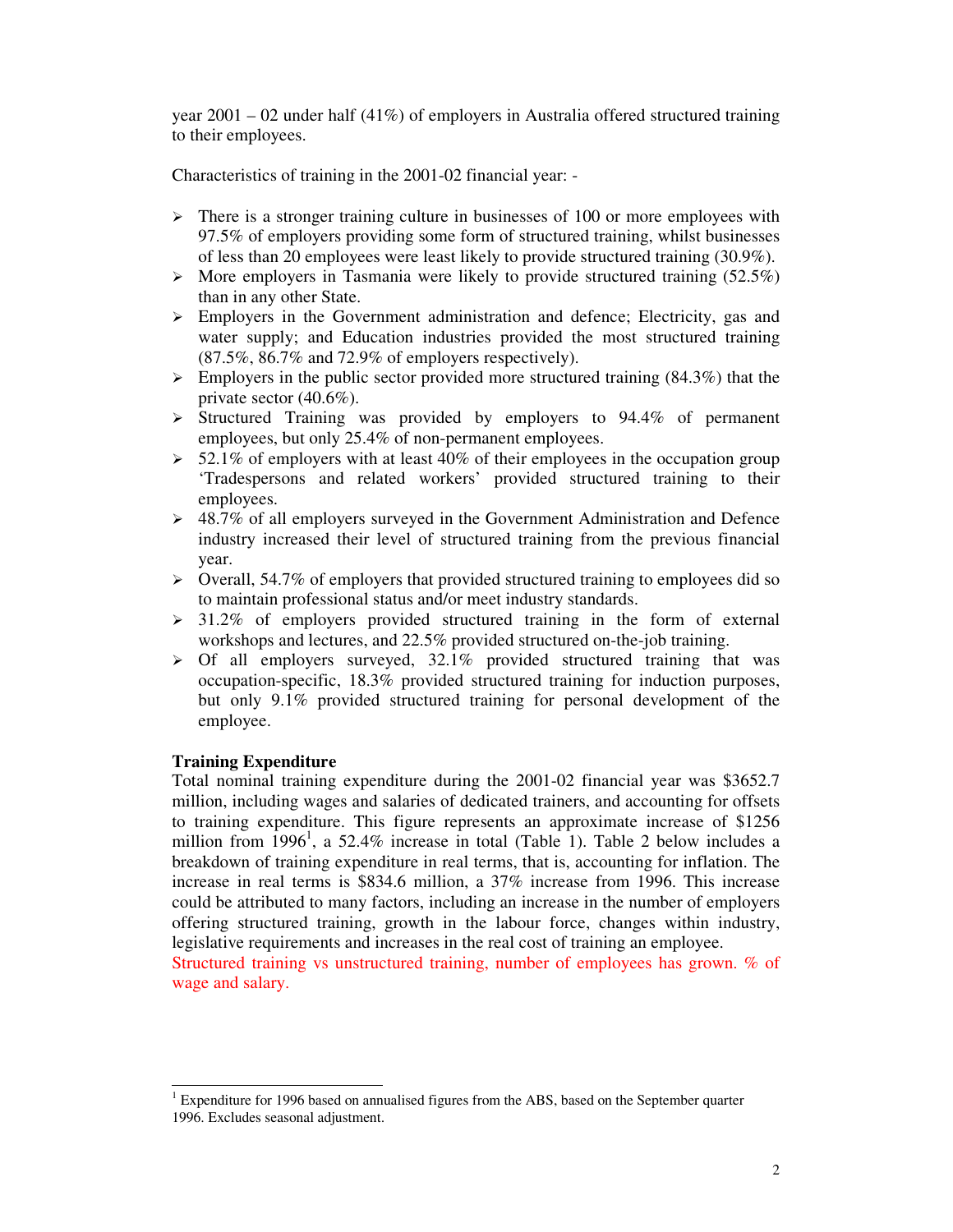year 2001 – 02 under half (41%) of employers in Australia offered structured training to their employees.

Characteristics of training in the 2001-02 financial year: -

- There is a stronger training culture in businesses of 100 or more employees with 97.5% of employers providing some form of structured training, whilst businesses of less than 20 employees were least likely to provide structured training (30.9%).
- More employers in Tasmania were likely to provide structured training (52.5%) than in any other State.
- Employers in the Government administration and defence; Electricity, gas and water supply; and Education industries provided the most structured training (87.5%, 86.7% and 72.9% of employers respectively).
- Employers in the public sector provided more structured training (84.3%) that the private sector (40.6%).
- Structured Training was provided by employers to 94.4% of permanent employees, but only 25.4% of non-permanent employees.
- 52.1% of employers with at least 40% of their employees in the occupation group 'Tradespersons and related workers' provided structured training to their employees.
- 48.7% of all employers surveyed in the Government Administration and Defence industry increased their level of structured training from the previous financial year.
- Overall, 54.7% of employers that provided structured training to employees did so to maintain professional status and/or meet industry standards.
- 31.2% of employers provided structured training in the form of external workshops and lectures, and 22.5% provided structured on-the-job training.
- Of all employers surveyed, 32.1% provided structured training that was occupation-specific, 18.3% provided structured training for induction purposes, but only 9.1% provided structured training for personal development of the employee.

**Training Expenditure**

Total nominal training expenditure during the 2001-02 financial year was $3652.7 million, including wages and salaries of dedicated trainers, and accounting for offsets to training expenditure. This figure represents an approximate increase of $1256 million from 1996[1], a 52.4% increase in total (Table 1). Table 2 below includes a breakdown of training expenditure in real terms, that is, accounting for inflation. The increase in real terms is $834.6 million, a 37% increase from 1996. This increase could be attributed to many factors, including an increase in the number of employers offering structured training, growth in the labour force, changes within industry, legislative requirements and increases in the real cost of training an employee.

Structured training vs unstructured training, number of employees has grown. % of wage and salary.

[1] Expenditure for 1996 based on annualised figures from the ABS, based on the September quarter 1996. Excludes seasonal adjustment.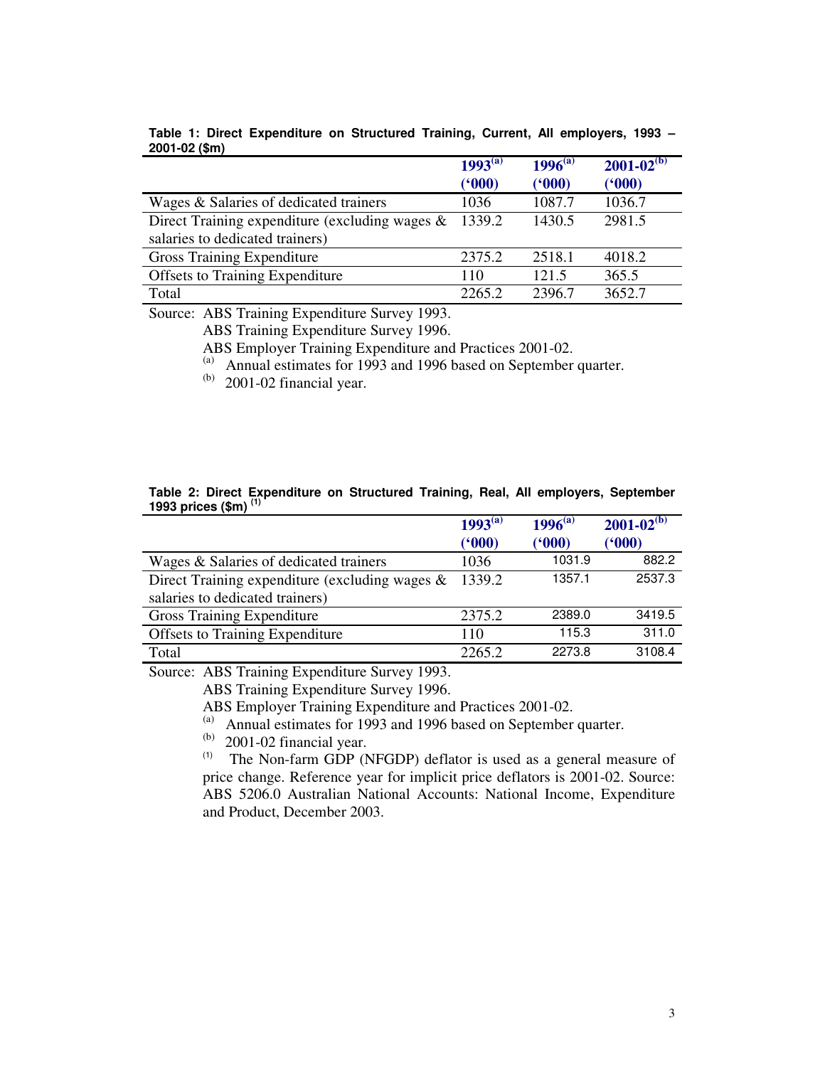**Table 1: Direct Expenditure on Structured Training, Current, All employers, 1993 – 2001-02 ($m)**

| | 1993[(a)] ('000) | 1996[(a)] ('000) | 2001-02[(b)] ('000) |
|---|---|---|---|
| Wages & Salaries of dedicated trainers | 1036 | 1087.7 | 1036.7 |
| Direct Training expenditure (excluding wages & salaries to dedicated trainers) | 1339.2 | 1430.5 | 2981.5 |
| Gross Training Expenditure | 2375.2 | 2518.1 | 4018.2 |
| Offsets to Training Expenditure | 110 | 121.5 | 365.5 |
| Total | 2265.2 | 2396.7 | 3652.7 |

Source: ABS Training Expenditure Survey 1993.
ABS Training Expenditure Survey 1996.
ABS Employer Training Expenditure and Practices 2001-02.
(a) Annual estimates for 1993 and 1996 based on September quarter.
(b) 2001-02 financial year.

**Table 2: Direct Expenditure on Structured Training, Real, All employers, September 1993 prices ($m) [(1)]**

| | 1993[(a)] ('000) | 1996[(a)] ('000) | 2001-02[(b)] ('000) |
|---|---|---|---|
| Wages & Salaries of dedicated trainers | 1036 | 1031.9 | 882.2 |
| Direct Training expenditure (excluding wages & salaries to dedicated trainers) | 1339.2 | 1357.1 | 2537.3 |
| Gross Training Expenditure | 2375.2 | 2389.0 | 3419.5 |
| Offsets to Training Expenditure | 110 | 115.3 | 311.0 |
| Total | 2265.2 | 2273.8 | 3108.4 |

Source: ABS Training Expenditure Survey 1993.
ABS Training Expenditure Survey 1996.
ABS Employer Training Expenditure and Practices 2001-02.
(a) Annual estimates for 1993 and 1996 based on September quarter.
(b) 2001-02 financial year.
(1) The Non-farm GDP (NFGDP) deflator is used as a general measure of price change. Reference year for implicit price deflators is 2001-02. Source: ABS 5206.0 Australian National Accounts: National Income, Expenditure and Product, December 2003.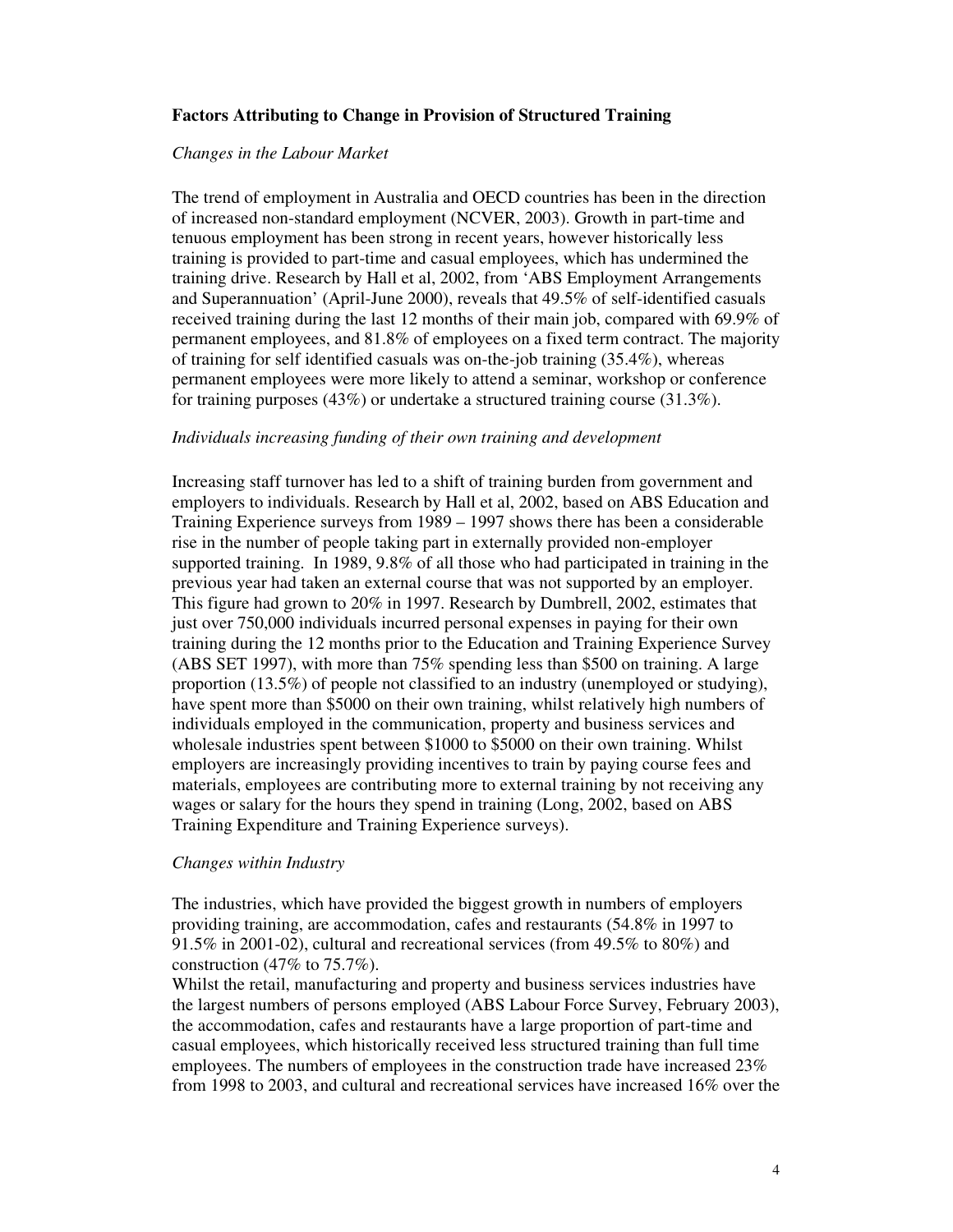**Factors Attributing to Change in Provision of Structured Training**

*Changes in the Labour Market*

The trend of employment in Australia and OECD countries has been in the direction of increased non-standard employment (NCVER, 2003). Growth in part-time and tenuous employment has been strong in recent years, however historically less training is provided to part-time and casual employees, which has undermined the training drive. Research by Hall et al, 2002, from 'ABS Employment Arrangements and Superannuation' (April-June 2000), reveals that 49.5% of self-identified casuals received training during the last 12 months of their main job, compared with 69.9% of permanent employees, and 81.8% of employees on a fixed term contract. The majority of training for self identified casuals was on-the-job training (35.4%), whereas permanent employees were more likely to attend a seminar, workshop or conference for training purposes (43%) or undertake a structured training course (31.3%).

*Individuals increasing funding of their own training and development*

Increasing staff turnover has led to a shift of training burden from government and employers to individuals. Research by Hall et al, 2002, based on ABS Education and Training Experience surveys from 1989 – 1997 shows there has been a considerable rise in the number of people taking part in externally provided non-employer supported training. In 1989, 9.8% of all those who had participated in training in the previous year had taken an external course that was not supported by an employer. This figure had grown to 20% in 1997. Research by Dumbrell, 2002, estimates that just over 750,000 individuals incurred personal expenses in paying for their own training during the 12 months prior to the Education and Training Experience Survey (ABS SET 1997), with more than 75% spending less than $500 on training. A large proportion (13.5%) of people not classified to an industry (unemployed or studying), have spent more than $5000 on their own training, whilst relatively high numbers of individuals employed in the communication, property and business services and wholesale industries spent between $1000 to $5000 on their own training. Whilst employers are increasingly providing incentives to train by paying course fees and materials, employees are contributing more to external training by not receiving any wages or salary for the hours they spend in training (Long, 2002, based on ABS Training Expenditure and Training Experience surveys).

*Changes within Industry*

The industries, which have provided the biggest growth in numbers of employers providing training, are accommodation, cafes and restaurants (54.8% in 1997 to 91.5% in 2001-02), cultural and recreational services (from 49.5% to 80%) and construction (47% to 75.7%).

Whilst the retail, manufacturing and property and business services industries have the largest numbers of persons employed (ABS Labour Force Survey, February 2003), the accommodation, cafes and restaurants have a large proportion of part-time and casual employees, which historically received less structured training than full time employees. The numbers of employees in the construction trade have increased 23% from 1998 to 2003, and cultural and recreational services have increased 16% over the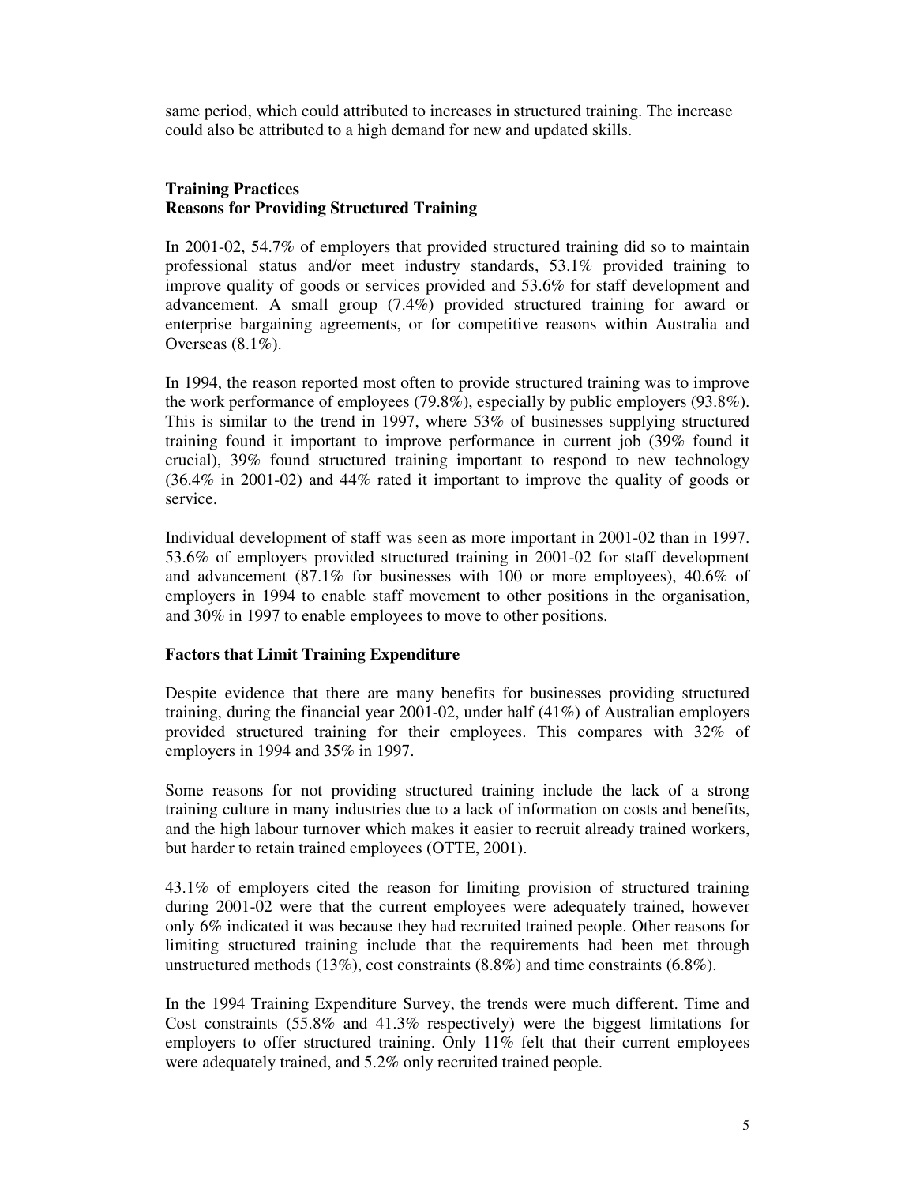same period, which could attributed to increases in structured training. The increase could also be attributed to a high demand for new and updated skills.

## Training Practices
### Reasons for Providing Structured Training

In 2001-02, 54.7% of employers that provided structured training did so to maintain professional status and/or meet industry standards, 53.1% provided training to improve quality of goods or services provided and 53.6% for staff development and advancement. A small group (7.4%) provided structured training for award or enterprise bargaining agreements, or for competitive reasons within Australia and Overseas (8.1%).

In 1994, the reason reported most often to provide structured training was to improve the work performance of employees (79.8%), especially by public employers (93.8%). This is similar to the trend in 1997, where 53% of businesses supplying structured training found it important to improve performance in current job (39% found it crucial), 39% found structured training important to respond to new technology (36.4% in 2001-02) and 44% rated it important to improve the quality of goods or service.

Individual development of staff was seen as more important in 2001-02 than in 1997. 53.6% of employers provided structured training in 2001-02 for staff development and advancement (87.1% for businesses with 100 or more employees), 40.6% of employers in 1994 to enable staff movement to other positions in the organisation, and 30% in 1997 to enable employees to move to other positions.

### Factors that Limit Training Expenditure

Despite evidence that there are many benefits for businesses providing structured training, during the financial year 2001-02, under half (41%) of Australian employers provided structured training for their employees. This compares with 32% of employers in 1994 and 35% in 1997.

Some reasons for not providing structured training include the lack of a strong training culture in many industries due to a lack of information on costs and benefits, and the high labour turnover which makes it easier to recruit already trained workers, but harder to retain trained employees (OTTE, 2001).

43.1% of employers cited the reason for limiting provision of structured training during 2001-02 were that the current employees were adequately trained, however only 6% indicated it was because they had recruited trained people. Other reasons for limiting structured training include that the requirements had been met through unstructured methods (13%), cost constraints (8.8%) and time constraints (6.8%).

In the 1994 Training Expenditure Survey, the trends were much different. Time and Cost constraints (55.8% and 41.3% respectively) were the biggest limitations for employers to offer structured training. Only 11% felt that their current employees were adequately trained, and 5.2% only recruited trained people.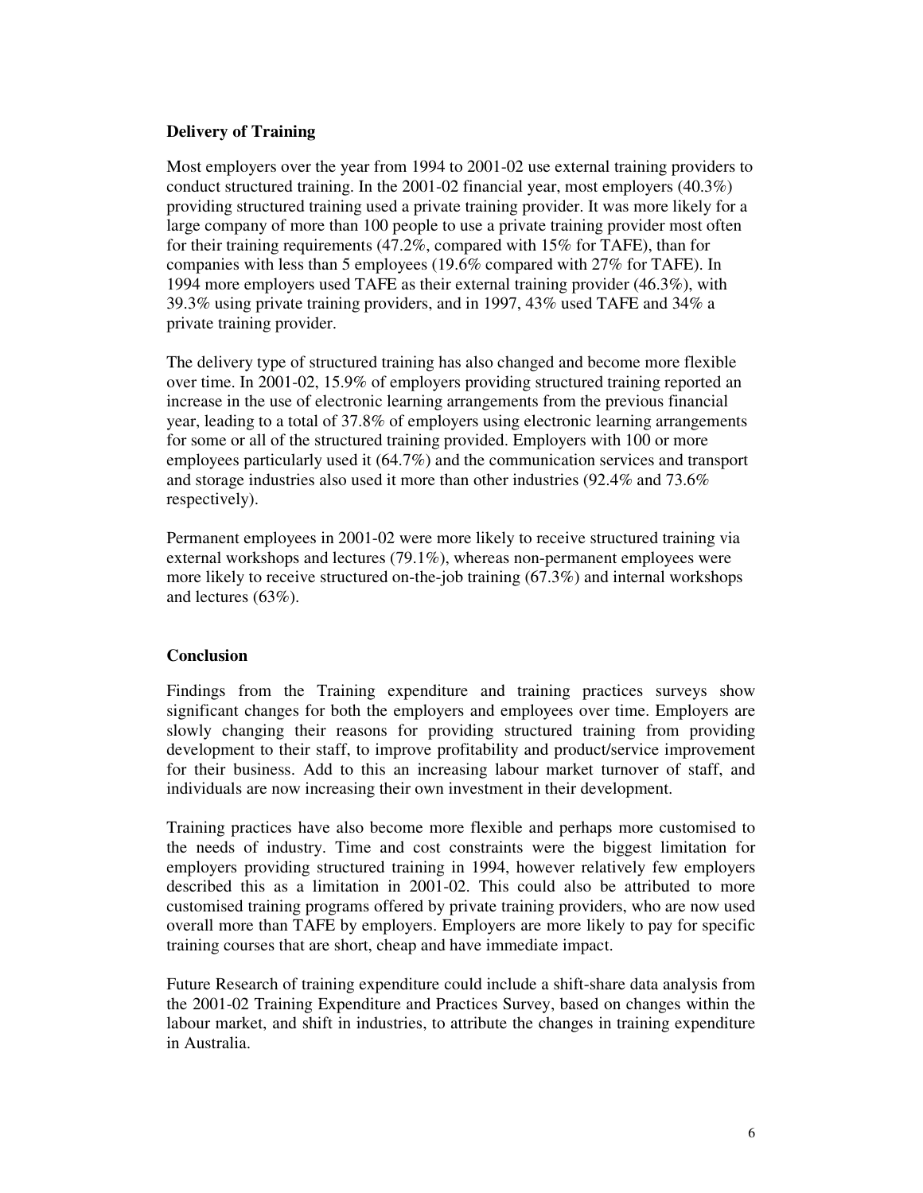**Delivery of Training**

Most employers over the year from 1994 to 2001-02 use external training providers to conduct structured training. In the 2001-02 financial year, most employers (40.3%) providing structured training used a private training provider. It was more likely for a large company of more than 100 people to use a private training provider most often for their training requirements (47.2%, compared with 15% for TAFE), than for companies with less than 5 employees (19.6% compared with 27% for TAFE). In 1994 more employers used TAFE as their external training provider (46.3%), with 39.3% using private training providers, and in 1997, 43% used TAFE and 34% a private training provider.

The delivery type of structured training has also changed and become more flexible over time. In 2001-02, 15.9% of employers providing structured training reported an increase in the use of electronic learning arrangements from the previous financial year, leading to a total of 37.8% of employers using electronic learning arrangements for some or all of the structured training provided. Employers with 100 or more employees particularly used it (64.7%) and the communication services and transport and storage industries also used it more than other industries (92.4% and 73.6% respectively).

Permanent employees in 2001-02 were more likely to receive structured training via external workshops and lectures (79.1%), whereas non-permanent employees were more likely to receive structured on-the-job training (67.3%) and internal workshops and lectures (63%).

**Conclusion**

Findings from the Training expenditure and training practices surveys show significant changes for both the employers and employees over time. Employers are slowly changing their reasons for providing structured training from providing development to their staff, to improve profitability and product/service improvement for their business. Add to this an increasing labour market turnover of staff, and individuals are now increasing their own investment in their development.

Training practices have also become more flexible and perhaps more customised to the needs of industry. Time and cost constraints were the biggest limitation for employers providing structured training in 1994, however relatively few employers described this as a limitation in 2001-02. This could also be attributed to more customised training programs offered by private training providers, who are now used overall more than TAFE by employers. Employers are more likely to pay for specific training courses that are short, cheap and have immediate impact.

Future Research of training expenditure could include a shift-share data analysis from the 2001-02 Training Expenditure and Practices Survey, based on changes within the labour market, and shift in industries, to attribute the changes in training expenditure in Australia.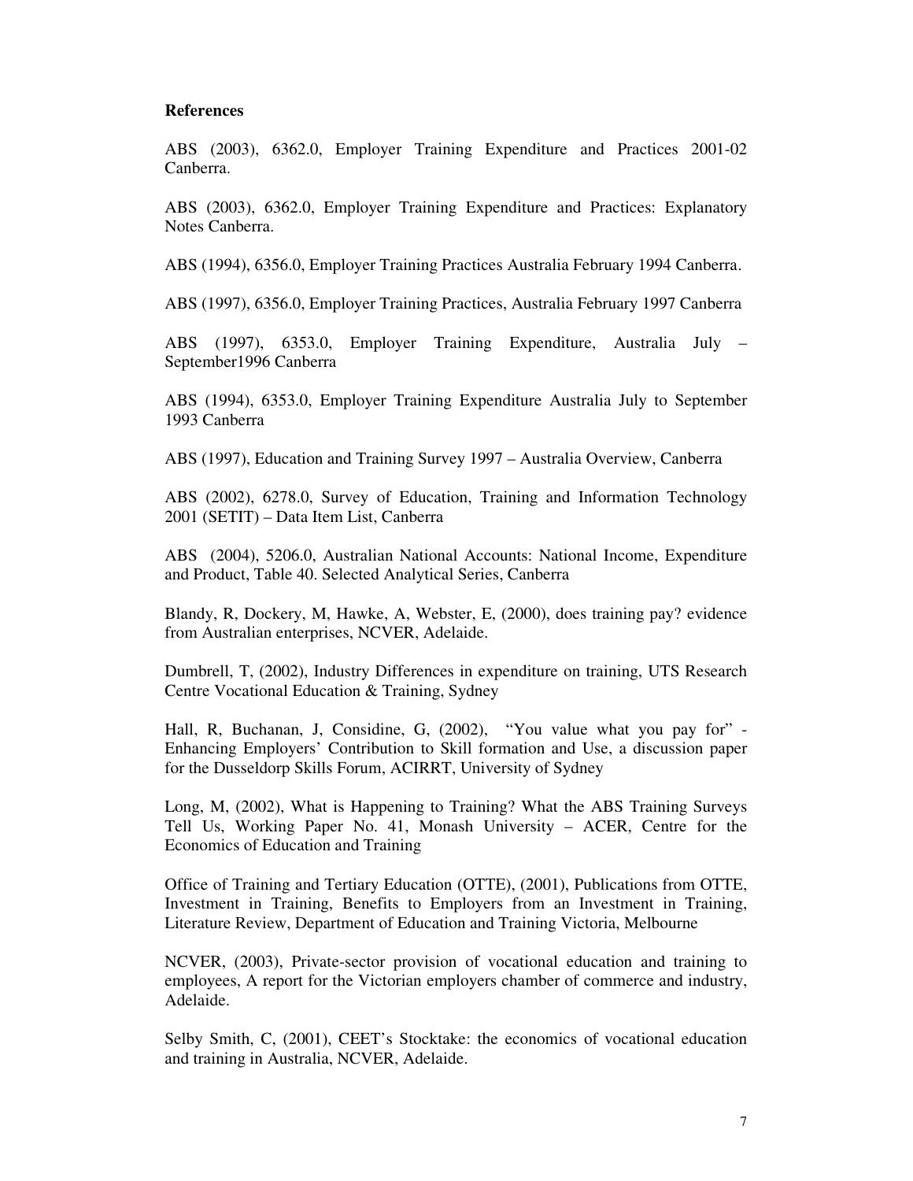**References**

ABS (2003), 6362.0, Employer Training Expenditure and Practices 2001-02 Canberra.

ABS (2003), 6362.0, Employer Training Expenditure and Practices: Explanatory Notes Canberra.

ABS (1994), 6356.0, Employer Training Practices Australia February 1994 Canberra.

ABS (1997), 6356.0, Employer Training Practices, Australia February 1997 Canberra

ABS (1997), 6353.0, Employer Training Expenditure, Australia July – September1996 Canberra

ABS (1994), 6353.0, Employer Training Expenditure Australia July to September 1993 Canberra

ABS (1997), Education and Training Survey 1997 – Australia Overview, Canberra

ABS (2002), 6278.0, Survey of Education, Training and Information Technology 2001 (SETIT) – Data Item List, Canberra

ABS (2004), 5206.0, Australian National Accounts: National Income, Expenditure and Product, Table 40. Selected Analytical Series, Canberra

Blandy, R, Dockery, M, Hawke, A, Webster, E, (2000), does training pay? evidence from Australian enterprises, NCVER, Adelaide.

Dumbrell, T, (2002), Industry Differences in expenditure on training, UTS Research Centre Vocational Education & Training, Sydney

Hall, R, Buchanan, J, Considine, G, (2002), "You value what you pay for" - Enhancing Employers' Contribution to Skill formation and Use, a discussion paper for the Dusseldorp Skills Forum, ACIRRT, University of Sydney

Long, M, (2002), What is Happening to Training? What the ABS Training Surveys Tell Us, Working Paper No. 41, Monash University – ACER, Centre for the Economics of Education and Training

Office of Training and Tertiary Education (OTTE), (2001), Publications from OTTE, Investment in Training, Benefits to Employers from an Investment in Training, Literature Review, Department of Education and Training Victoria, Melbourne

NCVER, (2003), Private-sector provision of vocational education and training to employees, A report for the Victorian employers chamber of commerce and industry, Adelaide.

Selby Smith, C, (2001), CEET's Stocktake: the economics of vocational education and training in Australia, NCVER, Adelaide.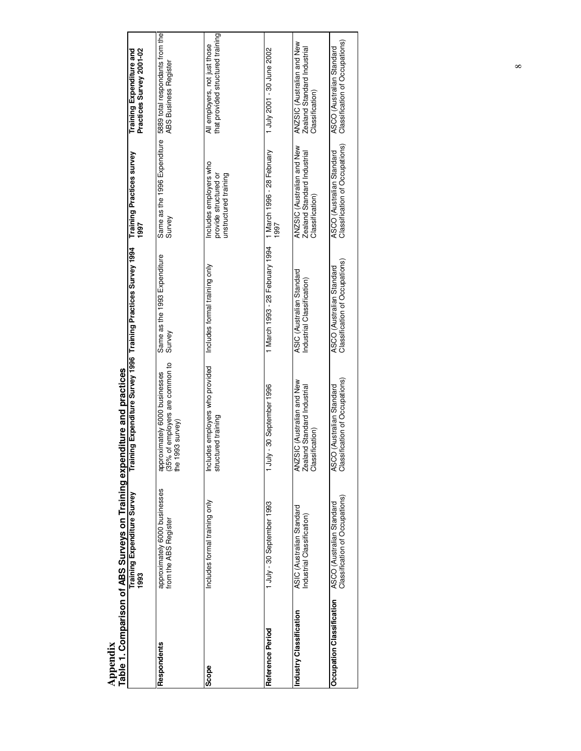# Appendix

## Table 1. Comparison of ABS Surveys on Training expenditure and practices

| | Training Expenditure Survey 1993 | Training Expenditure Survey 1996 | Training Practices Survey 1994 | Training Practices survey 1997 | Training Expenditure and Practices Survey 2001-02 |
|---|---|---|---|---|---|
| **Respondents** | approximately 6000 businesses from the ABS Register | approximately 6000 businesses (35% of employers are common to the 1993 survey) | Same as the 1993 Expenditure Survey | Same as the 1996 Expenditure Survey | 5889 total respondants from the ABS Business Register |
| **Scope** | Includes formal training only | Includes employers who provided structured training | Includes formal training only | Includes employers who provide structured or unstructured training | All employers, not just those that provided structured training |
| **Reference Period** | 1 July - 30 September 1993 | 1 July - 30 September 1996 | 1 March 1993 - 28 February 1994 | 1 March 1996 - 28 February 1997 | 1 July 2001 - 30 June 2002 |
| **Industry Classification** | ASIC (Australian Standard Industrial Classification) | ANZSIC (Australian and New Zealand Standard Industrial Classification) | ASIC (Australian Standard Industrial Classification) | ANZSIC (Australian and New Zealand Standard Industrial Classification) | ANZSIC (Australian and New Zealand Standard Industrial Classification) |
| **Occupation Classification** | ASCO (Australian Standard Classification of Occupations) | ASCO (Australian Standard Classification of Occupations) | ASCO (Australian Standard Classification of Occupations) | ASCO (Australian Standard Classification of Occupations) | ASCO (Australian Standard Classification of Occupations) |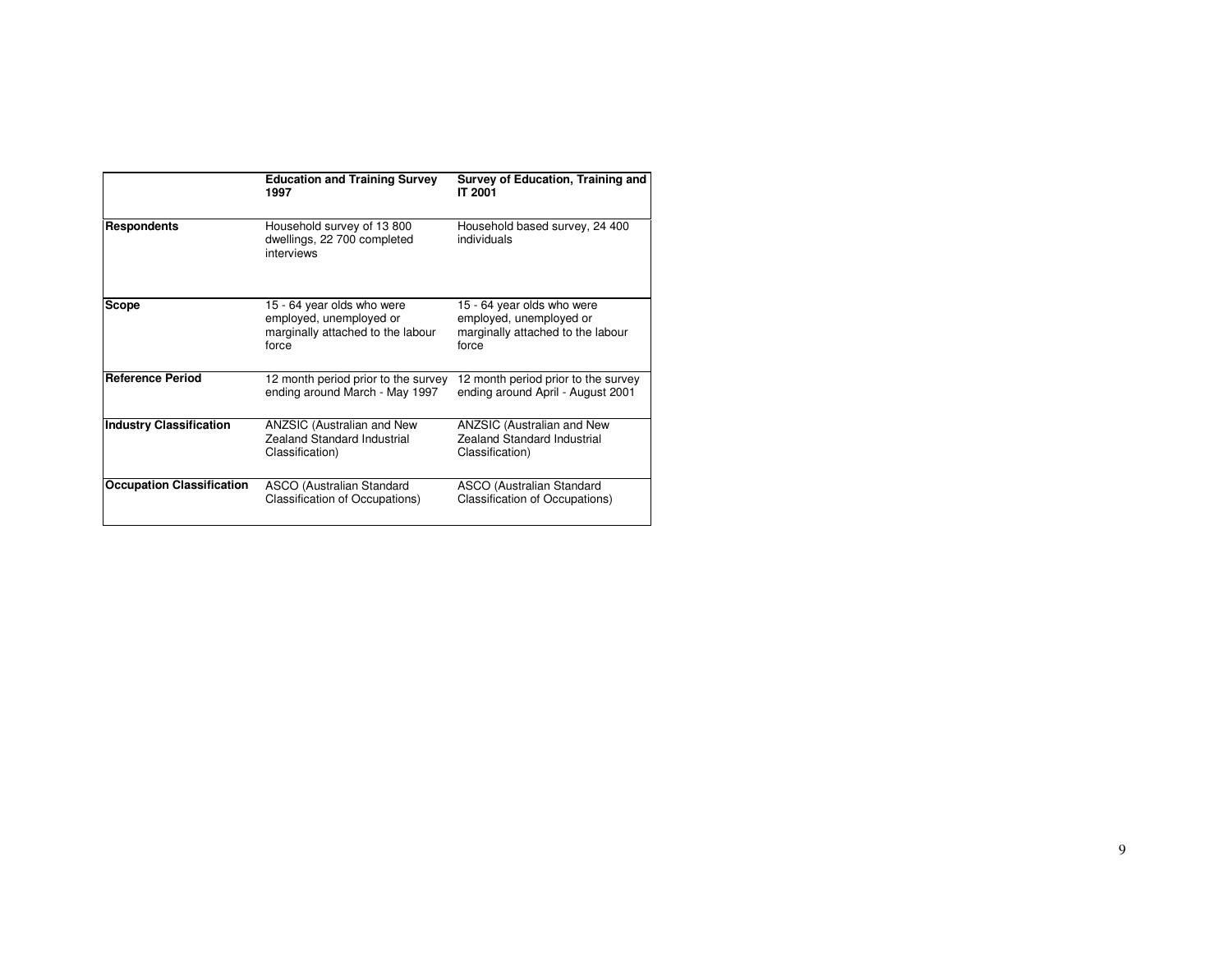| | Education and Training Survey 1997 | Survey of Education, Training and IT 2001 |
|---|---|---|
| **Respondents** | Household survey of 13 800 dwellings, 22 700 completed interviews | Household based survey, 24 400 individuals |
| **Scope** | 15 - 64 year olds who were employed, unemployed or marginally attached to the labour force | 15 - 64 year olds who were employed, unemployed or marginally attached to the labour force |
| **Reference Period** | 12 month period prior to the survey ending around March - May 1997 | 12 month period prior to the survey ending around April - August 2001 |
| **Industry Classification** | ANZSIC (Australian and New Zealand Standard Industrial Classification) | ANZSIC (Australian and New Zealand Standard Industrial Classification) |
| **Occupation Classification** | ASCO (Australian Standard Classification of Occupations) | ASCO (Australian Standard Classification of Occupations) |